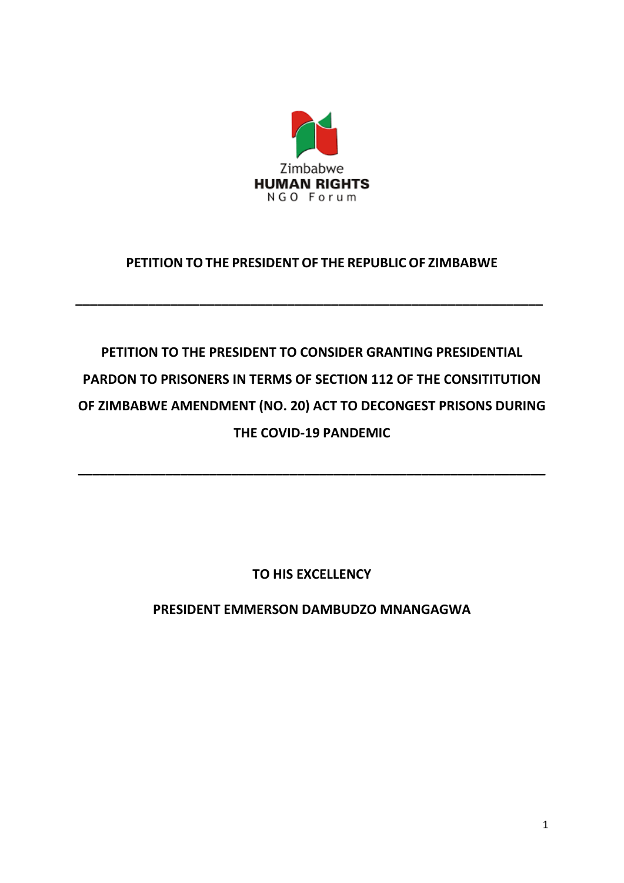Zimbabwe
**HUMAN RIGHTS**
NGO Forum

# PETITION TO THE PRESIDENT OF THE REPUBLIC OF ZIMBABWE

---

## PETITION TO THE PRESIDENT TO CONSIDER GRANTING PRESIDENTIAL PARDON TO PRISONERS IN TERMS OF SECTION 112 OF THE CONSITITUTION OF ZIMBABWE AMENDMENT (NO. 20) ACT TO DECONGEST PRISONS DURING THE COVID-19 PANDEMIC

---

**TO HIS EXCELLENCY**

**PRESIDENT EMMERSON DAMBUDZO MNANGAGWA**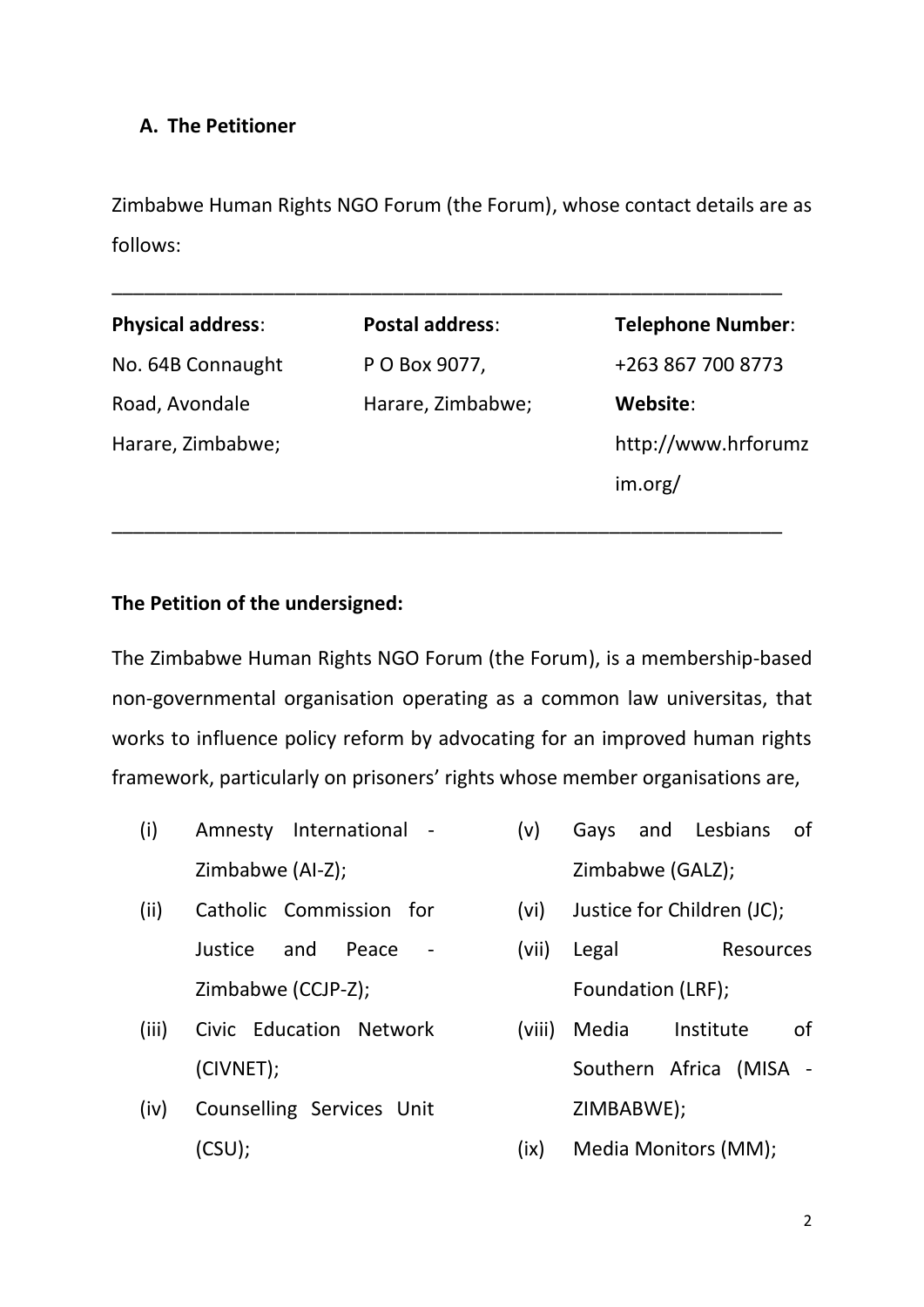### A. The Petitioner

Zimbabwe Human Rights NGO Forum (the Forum), whose contact details are as follows:

| Physical address: | Postal address: | Telephone Number: |
| --- | --- | --- |
| No. 64B Connaught Road, Avondale Harare, Zimbabwe; | P O Box 9077, Harare, Zimbabwe; | +263 867 700 8773 |
| | | **Website**: http://www.hrforumzim.org/ |

**The Petition of the undersigned:**

The Zimbabwe Human Rights NGO Forum (the Forum), is a membership-based non-governmental organisation operating as a common law universitas, that works to influence policy reform by advocating for an improved human rights framework, particularly on prisoners' rights whose member organisations are,

(i) Amnesty International - Zimbabwe (AI-Z);

(ii) Catholic Commission for Justice and Peace - Zimbabwe (CCJP-Z);

(iii) Civic Education Network (CIVNET);

(iv) Counselling Services Unit (CSU);

(v) Gays and Lesbians of Zimbabwe (GALZ);

(vi) Justice for Children (JC);

(vii) Legal Resources Foundation (LRF);

(viii) Media Institute of Southern Africa (MISA - ZIMBABWE);

(ix) Media Monitors (MM);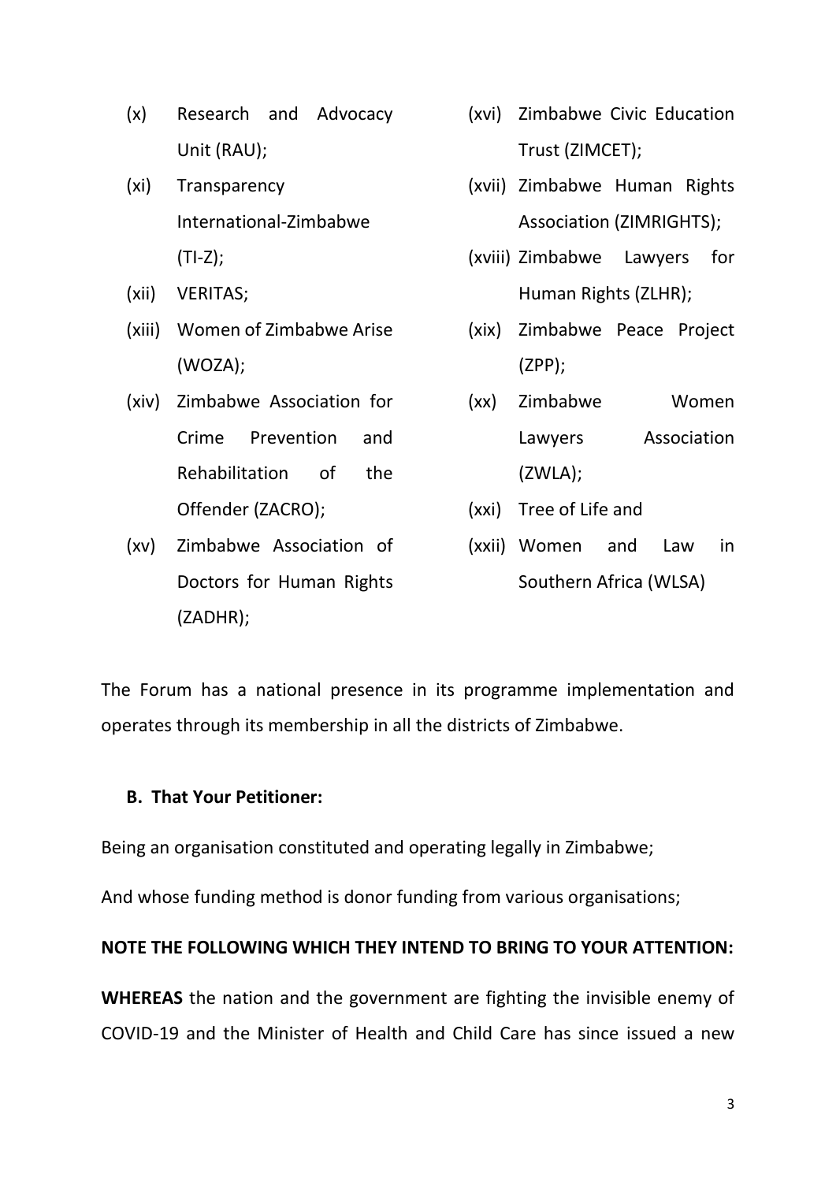(x) Research and Advocacy Unit (RAU);

(xi) Transparency International-Zimbabwe (TI-Z);

(xii) VERITAS;

(xiii) Women of Zimbabwe Arise (WOZA);

(xiv) Zimbabwe Association for Crime Prevention and Rehabilitation of the Offender (ZACRO);

(xv) Zimbabwe Association of Doctors for Human Rights (ZADHR);

(xvi) Zimbabwe Civic Education Trust (ZIMCET);

(xvii) Zimbabwe Human Rights Association (ZIMRIGHTS);

(xviii) Zimbabwe Lawyers for Human Rights (ZLHR);

(xix) Zimbabwe Peace Project (ZPP);

(xx) Zimbabwe Women Lawyers Association (ZWLA);

(xxi) Tree of Life and

(xxii) Women and Law in Southern Africa (WLSA)

The Forum has a national presence in its programme implementation and operates through its membership in all the districts of Zimbabwe.

**B. That Your Petitioner:**

Being an organisation constituted and operating legally in Zimbabwe;

And whose funding method is donor funding from various organisations;

**NOTE THE FOLLOWING WHICH THEY INTEND TO BRING TO YOUR ATTENTION:**

**WHEREAS** the nation and the government are fighting the invisible enemy of COVID-19 and the Minister of Health and Child Care has since issued a new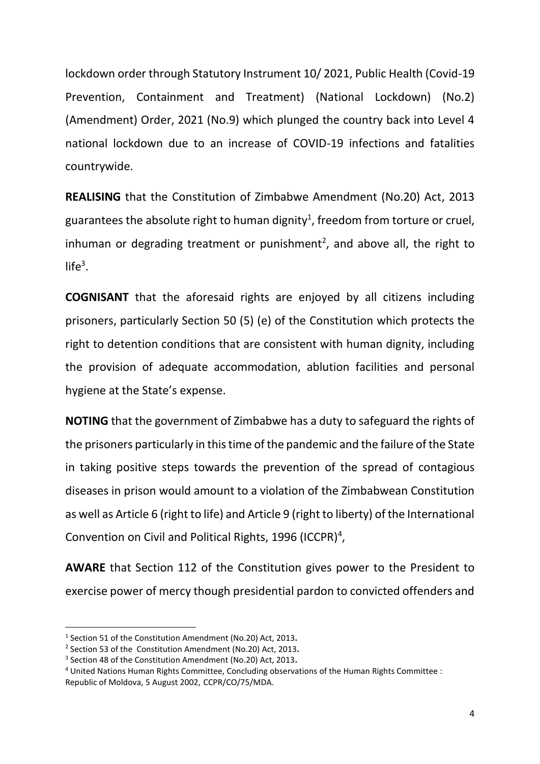lockdown order through Statutory Instrument 10/ 2021, Public Health (Covid-19 Prevention, Containment and Treatment) (National Lockdown) (No.2) (Amendment) Order, 2021 (No.9) which plunged the country back into Level 4 national lockdown due to an increase of COVID-19 infections and fatalities countrywide.

**REALISING** that the Constitution of Zimbabwe Amendment (No.20) Act, 2013 guarantees the absolute right to human dignity[1], freedom from torture or cruel, inhuman or degrading treatment or punishment[2], and above all, the right to life[3].

**COGNISANT** that the aforesaid rights are enjoyed by all citizens including prisoners, particularly Section 50 (5) (e) of the Constitution which protects the right to detention conditions that are consistent with human dignity, including the provision of adequate accommodation, ablution facilities and personal hygiene at the State's expense.

**NOTING** that the government of Zimbabwe has a duty to safeguard the rights of the prisoners particularly in this time of the pandemic and the failure of the State in taking positive steps towards the prevention of the spread of contagious diseases in prison would amount to a violation of the Zimbabwean Constitution as well as Article 6 (right to life) and Article 9 (right to liberty) of the International Convention on Civil and Political Rights, 1996 (ICCPR)[4],

**AWARE** that Section 112 of the Constitution gives power to the President to exercise power of mercy though presidential pardon to convicted offenders and

---

[1] Section 51 of the Constitution Amendment (No.20) Act, 2013.

[2] Section 53 of the Constitution Amendment (No.20) Act, 2013.

[3] Section 48 of the Constitution Amendment (No.20) Act, 2013.

[4] United Nations Human Rights Committee, Concluding observations of the Human Rights Committee : Republic of Moldova, 5 August 2002, CCPR/CO/75/MDA.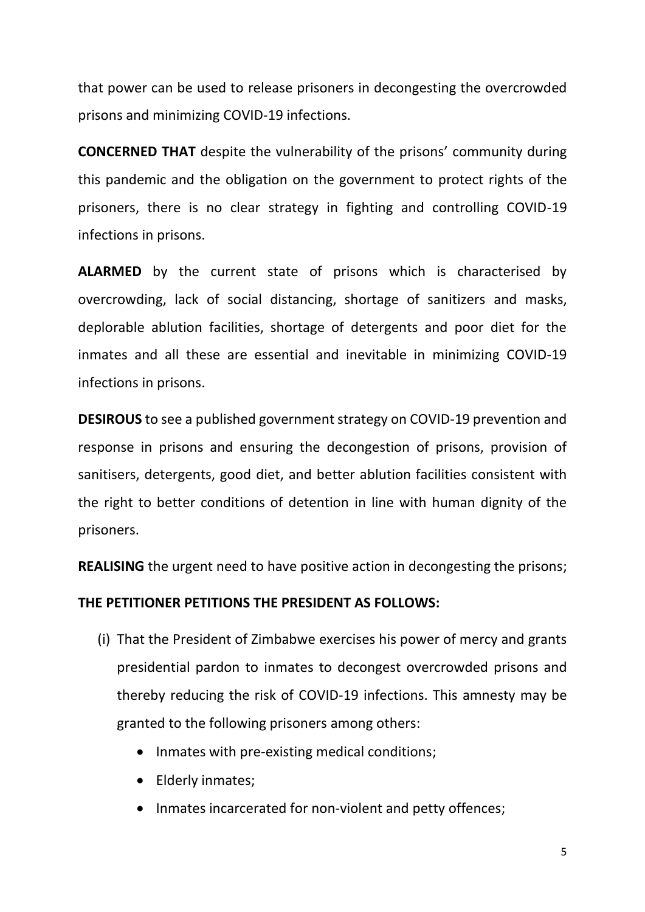that power can be used to release prisoners in decongesting the overcrowded prisons and minimizing COVID-19 infections.

**CONCERNED THAT** despite the vulnerability of the prisons' community during this pandemic and the obligation on the government to protect rights of the prisoners, there is no clear strategy in fighting and controlling COVID-19 infections in prisons.

**ALARMED** by the current state of prisons which is characterised by overcrowding, lack of social distancing, shortage of sanitizers and masks, deplorable ablution facilities, shortage of detergents and poor diet for the inmates and all these are essential and inevitable in minimizing COVID-19 infections in prisons.

**DESIROUS** to see a published government strategy on COVID-19 prevention and response in prisons and ensuring the decongestion of prisons, provision of sanitisers, detergents, good diet, and better ablution facilities consistent with the right to better conditions of detention in line with human dignity of the prisoners.

**REALISING** the urgent need to have positive action in decongesting the prisons;

**THE PETITIONER PETITIONS THE PRESIDENT AS FOLLOWS:**

(i) That the President of Zimbabwe exercises his power of mercy and grants presidential pardon to inmates to decongest overcrowded prisons and thereby reducing the risk of COVID-19 infections. This amnesty may be granted to the following prisoners among others:

- Inmates with pre-existing medical conditions;
- Elderly inmates;
- Inmates incarcerated for non-violent and petty offences;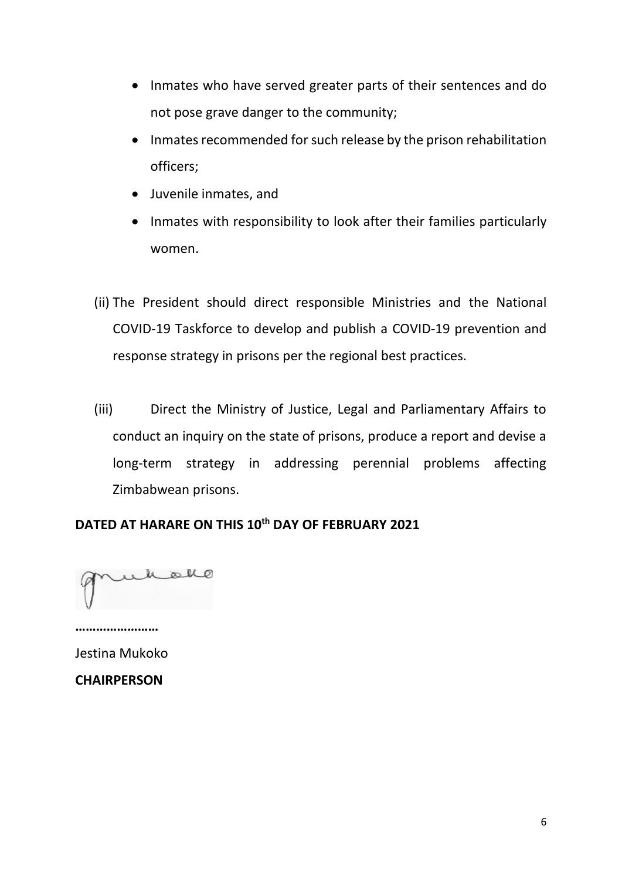- Inmates who have served greater parts of their sentences and do not pose grave danger to the community;
- Inmates recommended for such release by the prison rehabilitation officers;
- Juvenile inmates, and
- Inmates with responsibility to look after their families particularly women.

(ii) The President should direct responsible Ministries and the National COVID-19 Taskforce to develop and publish a COVID-19 prevention and response strategy in prisons per the regional best practices.

(iii) Direct the Ministry of Justice, Legal and Parliamentary Affairs to conduct an inquiry on the state of prisons, produce a report and devise a long-term strategy in addressing perennial problems affecting Zimbabwean prisons.

**DATED AT HARARE ON THIS 10th DAY OF FEBRUARY 2021**

**……………………**

Jestina Mukoko

**CHAIRPERSON**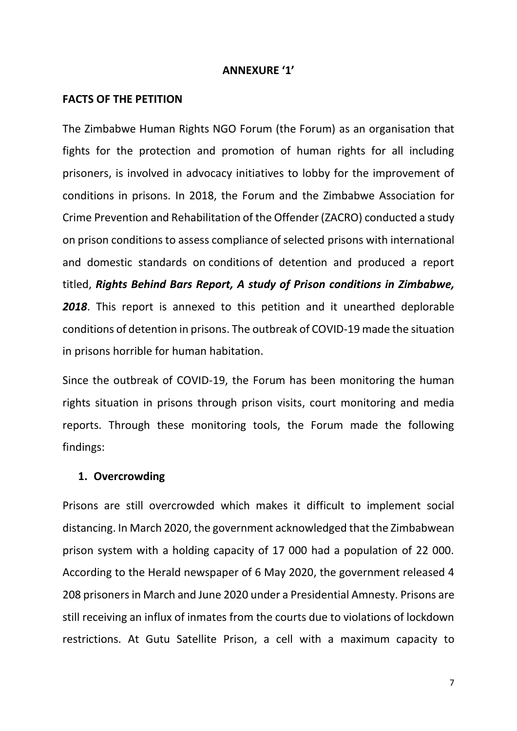**ANNEXURE '1'**

**FACTS OF THE PETITION**

The Zimbabwe Human Rights NGO Forum (the Forum) as an organisation that fights for the protection and promotion of human rights for all including prisoners, is involved in advocacy initiatives to lobby for the improvement of conditions in prisons. In 2018, the Forum and the Zimbabwe Association for Crime Prevention and Rehabilitation of the Offender (ZACRO) conducted a study on prison conditions to assess compliance of selected prisons with international and domestic standards on conditions of detention and produced a report titled, ***Rights Behind Bars Report, A study of Prison conditions in Zimbabwe, 2018***. This report is annexed to this petition and it unearthed deplorable conditions of detention in prisons. The outbreak of COVID-19 made the situation in prisons horrible for human habitation.

Since the outbreak of COVID-19, the Forum has been monitoring the human rights situation in prisons through prison visits, court monitoring and media reports. Through these monitoring tools, the Forum made the following findings:

**1. Overcrowding**

Prisons are still overcrowded which makes it difficult to implement social distancing. In March 2020, the government acknowledged that the Zimbabwean prison system with a holding capacity of 17 000 had a population of 22 000. According to the Herald newspaper of 6 May 2020, the government released 4 208 prisoners in March and June 2020 under a Presidential Amnesty. Prisons are still receiving an influx of inmates from the courts due to violations of lockdown restrictions. At Gutu Satellite Prison, a cell with a maximum capacity to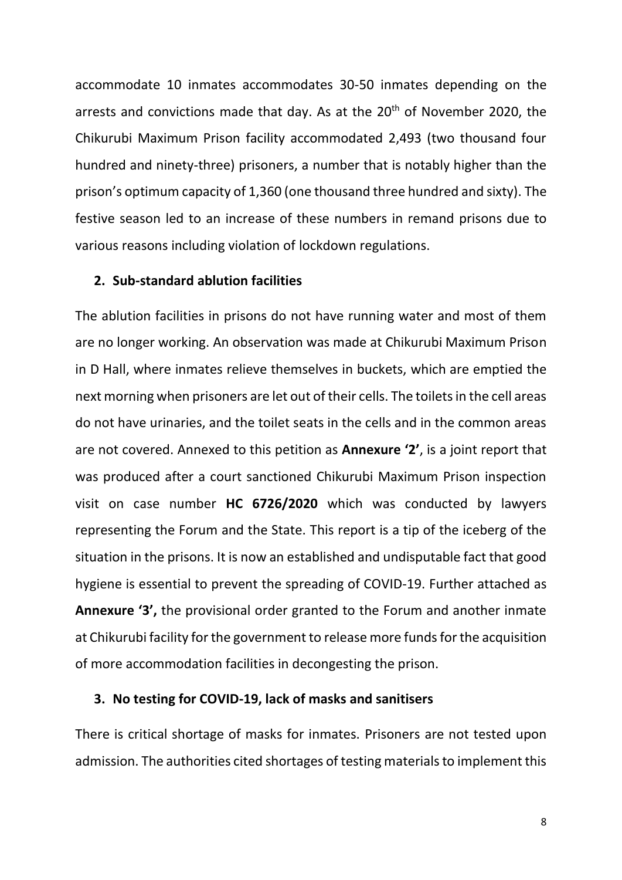accommodate 10 inmates accommodates 30-50 inmates depending on the arrests and convictions made that day. As at the 20th of November 2020, the Chikurubi Maximum Prison facility accommodated 2,493 (two thousand four hundred and ninety-three) prisoners, a number that is notably higher than the prison's optimum capacity of 1,360 (one thousand three hundred and sixty). The festive season led to an increase of these numbers in remand prisons due to various reasons including violation of lockdown regulations.

**2. Sub-standard ablution facilities**

The ablution facilities in prisons do not have running water and most of them are no longer working. An observation was made at Chikurubi Maximum Prison in D Hall, where inmates relieve themselves in buckets, which are emptied the next morning when prisoners are let out of their cells. The toilets in the cell areas do not have urinaries, and the toilet seats in the cells and in the common areas are not covered. Annexed to this petition as **Annexure '2'**, is a joint report that was produced after a court sanctioned Chikurubi Maximum Prison inspection visit on case number **HC 6726/2020** which was conducted by lawyers representing the Forum and the State. This report is a tip of the iceberg of the situation in the prisons. It is now an established and undisputable fact that good hygiene is essential to prevent the spreading of COVID-19. Further attached as **Annexure '3',** the provisional order granted to the Forum and another inmate at Chikurubi facility for the government to release more funds for the acquisition of more accommodation facilities in decongesting the prison.

**3. No testing for COVID-19, lack of masks and sanitisers**

There is critical shortage of masks for inmates. Prisoners are not tested upon admission. The authorities cited shortages of testing materials to implement this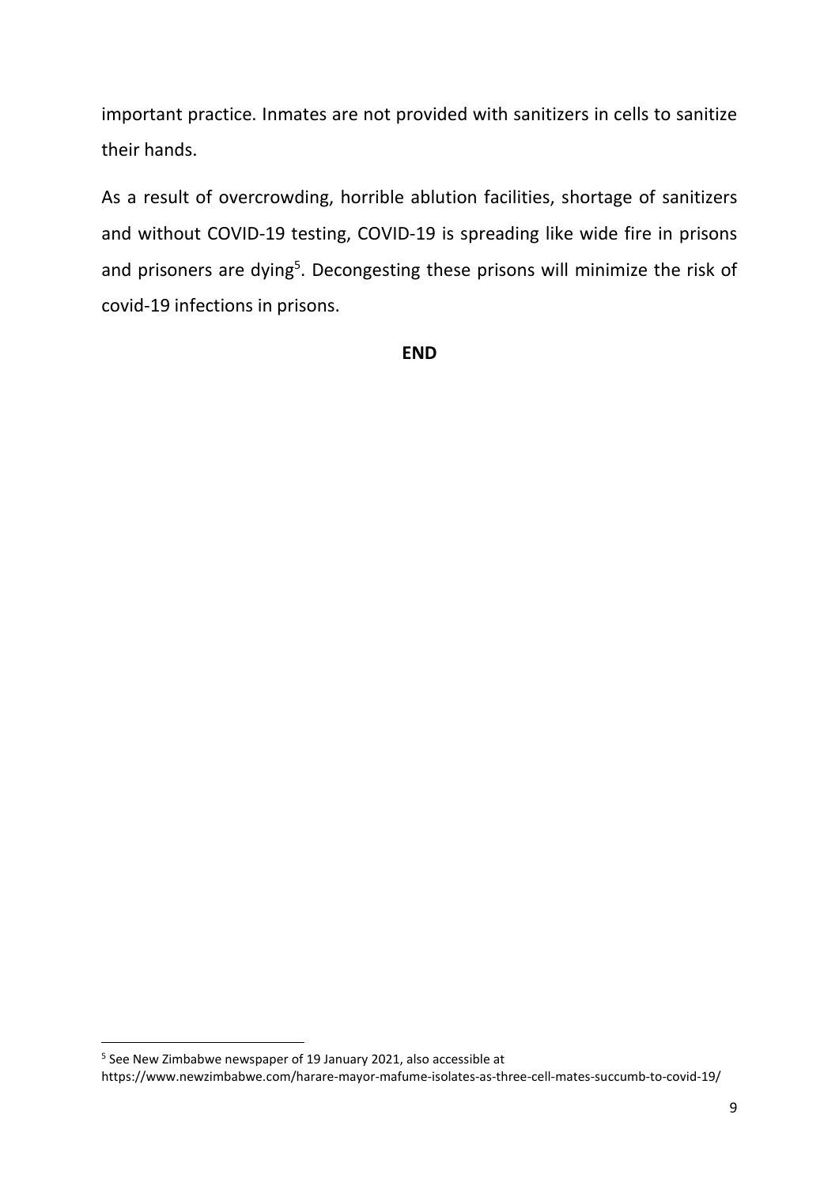important practice. Inmates are not provided with sanitizers in cells to sanitize their hands.

As a result of overcrowding, horrible ablution facilities, shortage of sanitizers and without COVID-19 testing, COVID-19 is spreading like wide fire in prisons and prisoners are dying[5]. Decongesting these prisons will minimize the risk of covid-19 infections in prisons.

**END**

---

[5] See New Zimbabwe newspaper of 19 January 2021, also accessible at https://www.newzimbabwe.com/harare-mayor-mafume-isolates-as-three-cell-mates-succumb-to-covid-19/